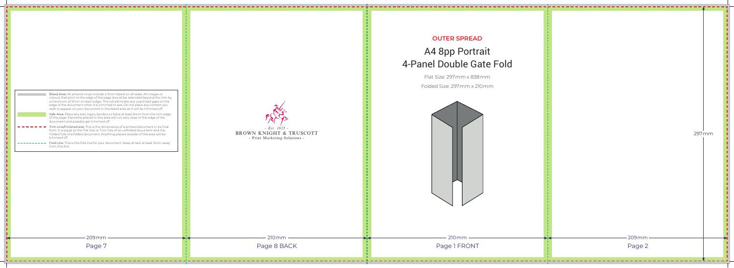Bleed Area: All artwork must include a 3mm bleed on all sides. All images or colours that print to the edge of the page should be extended beyond the trim by a minimum of 3mm on each edge. This will eliminate any unprinted gaps on the edge of the document when it is trimmed to size. Do not place any content you wish to appear on your document in the bleed area as it will be trimmed off.

Safe Area: Place any text, logos, borders or folios at least 5mm from the trim edge of the page. Elements placed in this area will run very close to the edge of the document and possibly get trimmed off.

Trim Line/Finished size: This is the dimensions of a printed document in its final form. It is equal to the Flat Size or Trim Size of an unfolded document and the Folded Size of a folded document. Anything placed outside of this area will be trimmed off.

Fold Line: This is the fold line for your document. Keep all text at least 5mm away from this line.

209mm

Page 7

- Est. 1825 -

BROWN KNIGHT & TRUSCOTT

- Print Marketing Solutions -

210mm

Page 8 BACK

**OUTER SPREAD**

# A4 8pp Portrait 4-Panel Double Gate Fold

Flat Size: 297mm x 838mm

Folded Size: 297mm x 210mm

210mm

Page 1 FRONT

297mm

209mm

Page 2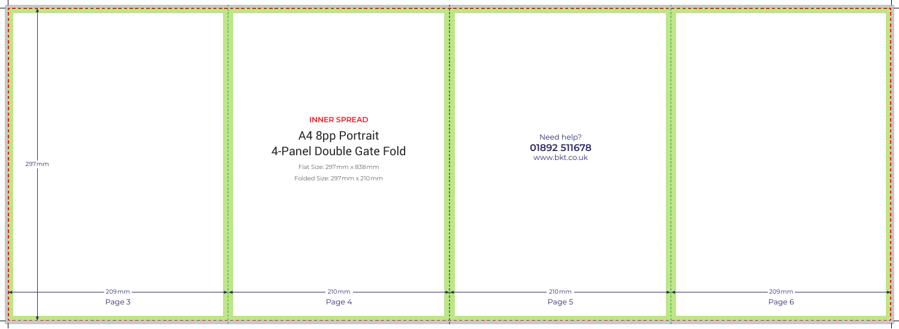297mm

209mm

Page 3

**INNER SPREAD**

## A4 8pp Portrait
## 4-Panel Double Gate Fold

Flat Size: 297mm x 838mm

Folded Size: 297mm x 210mm

210mm

Page 4

Need help?

**01892 511678**

www.bkt.co.uk

210mm

Page 5

209mm

Page 6